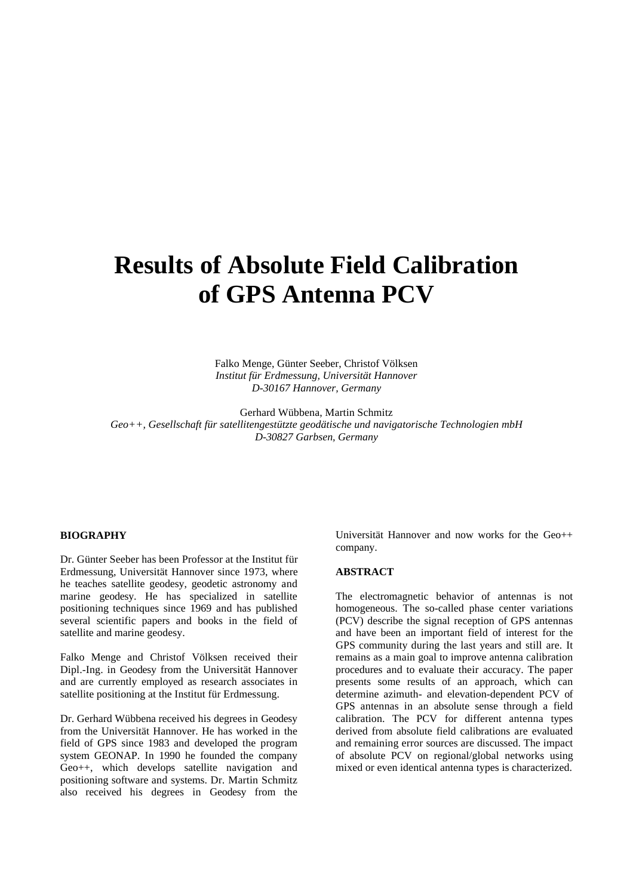# Results of Absolute Field Calibration of GPS Antenna PCV

Falko Menge, Günter Seeber, Christof Völksen
*Institut für Erdmessung, Universität Hannover*
*D-30167 Hannover, Germany*

Gerhard Wübbena, Martin Schmitz
*Geo++, Gesellschaft für satellitengestützte geodätische und navigatorische Technologien mbH*
*D-30827 Garbsen, Germany*

## BIOGRAPHY

Dr. Günter Seeber has been Professor at the Institut für Erdmessung, Universität Hannover since 1973, where he teaches satellite geodesy, geodetic astronomy and marine geodesy. He has specialized in satellite positioning techniques since 1969 and has published several scientific papers and books in the field of satellite and marine geodesy.

Falko Menge and Christof Völksen received their Dipl.-Ing. in Geodesy from the Universität Hannover and are currently employed as research associates in satellite positioning at the Institut für Erdmessung.

Dr. Gerhard Wübbena received his degrees in Geodesy from the Universität Hannover. He has worked in the field of GPS since 1983 and developed the program system GEONAP. In 1990 he founded the company Geo++, which develops satellite navigation and positioning software and systems. Dr. Martin Schmitz also received his degrees in Geodesy from the Universität Hannover and now works for the Geo++ company.

## ABSTRACT

The electromagnetic behavior of antennas is not homogeneous. The so-called phase center variations (PCV) describe the signal reception of GPS antennas and have been an important field of interest for the GPS community during the last years and still are. It remains as a main goal to improve antenna calibration procedures and to evaluate their accuracy. The paper presents some results of an approach, which can determine azimuth- and elevation-dependent PCV of GPS antennas in an absolute sense through a field calibration. The PCV for different antenna types derived from absolute field calibrations are evaluated and remaining error sources are discussed. The impact of absolute PCV on regional/global networks using mixed or even identical antenna types is characterized.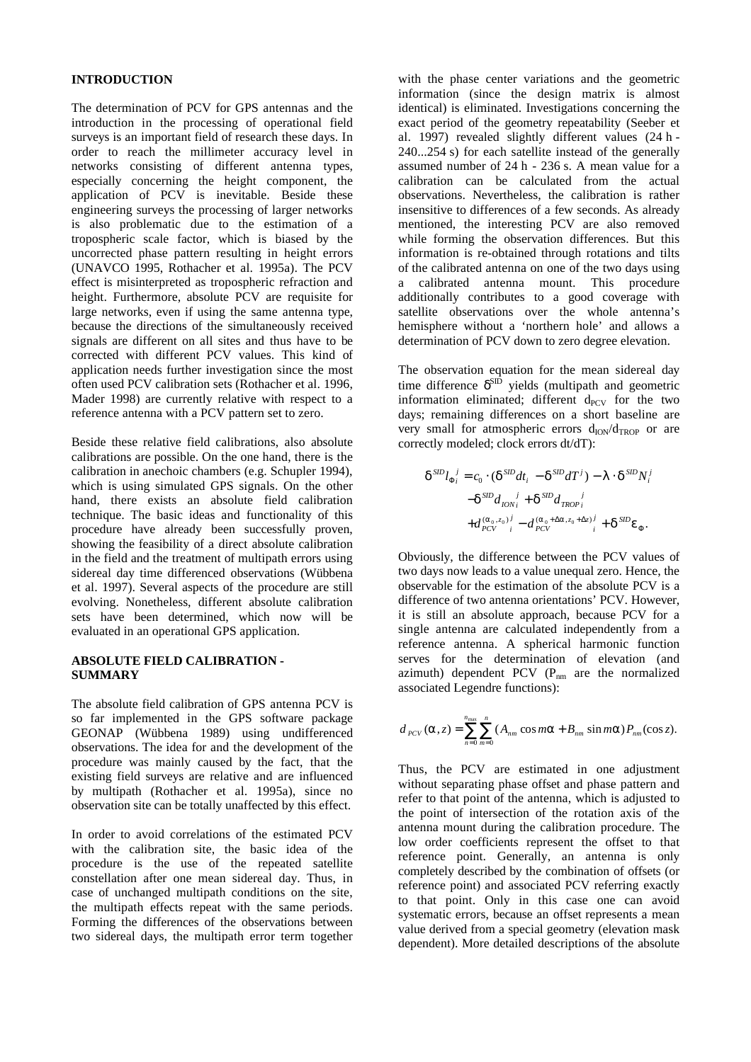## INTRODUCTION

The determination of PCV for GPS antennas and the introduction in the processing of operational field surveys is an important field of research these days. In order to reach the millimeter accuracy level in networks consisting of different antenna types, especially concerning the height component, the application of PCV is inevitable. Beside these engineering surveys the processing of larger networks is also problematic due to the estimation of a tropospheric scale factor, which is biased by the uncorrected phase pattern resulting in height errors (UNAVCO 1995, Rothacher et al. 1995a). The PCV effect is misinterpreted as tropospheric refraction and height. Furthermore, absolute PCV are requisite for large networks, even if using the same antenna type, because the directions of the simultaneously received signals are different on all sites and thus have to be corrected with different PCV values. This kind of application needs further investigation since the most often used PCV calibration sets (Rothacher et al. 1996, Mader 1998) are currently relative with respect to a reference antenna with a PCV pattern set to zero.

Beside these relative field calibrations, also absolute calibrations are possible. On the one hand, there is the calibration in anechoic chambers (e.g. Schupler 1994), which is using simulated GPS signals. On the other hand, there exists an absolute field calibration technique. The basic ideas and functionality of this procedure have already been successfully proven, showing the feasibility of a direct absolute calibration in the field and the treatment of multipath errors using sidereal day time differenced observations (Wübbena et al. 1997). Several aspects of the procedure are still evolving. Nonetheless, different absolute calibration sets have been determined, which now will be evaluated in an operational GPS application.

## ABSOLUTE FIELD CALIBRATION - SUMMARY

The absolute field calibration of GPS antenna PCV is so far implemented in the GPS software package GEONAP (Wübbena 1989) using undifferenced observations. The idea for and the development of the procedure was mainly caused by the fact, that the existing field surveys are relative and are influenced by multipath (Rothacher et al. 1995a), since no observation site can be totally unaffected by this effect.

In order to avoid correlations of the estimated PCV with the calibration site, the basic idea of the procedure is the use of the repeated satellite constellation after one mean sidereal day. Thus, in case of unchanged multipath conditions on the site, the multipath effects repeat with the same periods. Forming the differences of the observations between two sidereal days, the multipath error term together with the phase center variations and the geometric information (since the design matrix is almost identical) is eliminated. Investigations concerning the exact period of the geometry repeatability (Seeber et al. 1997) revealed slightly different values (24 h - 240...254 s) for each satellite instead of the generally assumed number of 24 h - 236 s. A mean value for a calibration can be calculated from the actual observations. Nevertheless, the calibration is rather insensitive to differences of a few seconds. As already mentioned, the interesting PCV are also removed while forming the observation differences. But this information is re-obtained through rotations and tilts of the calibrated antenna on one of the two days using a calibrated antenna mount. This procedure additionally contributes to a good coverage with satellite observations over the whole antenna's hemisphere without a 'northern hole' and allows a determination of PCV down to zero degree elevation.

The observation equation for the mean sidereal day time difference $\delta^{SID}$ yields (multipath and geometric information eliminated; different $d_{PCV}$ for the two days; remaining differences on a short baseline are very small for atmospheric errors $d_{ION}/d_{TROP}$ or are correctly modeled; clock errors dt/dT):

$$
\begin{aligned}
\delta^{SID} l_{\Phi_i}^{\,j} = {} & c_0 \cdot (\delta^{SID} dt_i - \delta^{SID} dT^j) - \lambda \cdot \delta^{SID} N_i^j \\
& - \delta^{SID} d_{ION_i}^{\,j} + \delta^{SID} d_{TROP_i}^{\,j} \\
& + d_{PCV\,i}^{(\alpha_0, z_0)\,j} - d_{PCV\,i}^{(\alpha_0+\Delta\alpha, z_0+\Delta z)\,j} + \delta^{SID} \varepsilon_{\Phi}.
\end{aligned}
$$

Obviously, the difference between the PCV values of two days now leads to a value unequal zero. Hence, the observable for the estimation of the absolute PCV is a difference of two antenna orientations' PCV. However, it is still an absolute approach, because PCV for a single antenna are calculated independently from a reference antenna. A spherical harmonic function serves for the determination of elevation (and azimuth) dependent PCV ($P_{nm}$ are the normalized associated Legendre functions):

$$
d_{PCV}(\alpha, z) = \sum_{n=0}^{n_{\max}} \sum_{m=0}^{n} (A_{nm} \cos m\alpha + B_{nm} \sin m\alpha) P_{nm}(\cos z).
$$

Thus, the PCV are estimated in one adjustment without separating phase offset and phase pattern and refer to that point of the antenna, which is adjusted to the point of intersection of the rotation axis of the antenna mount during the calibration procedure. The low order coefficients represent the offset to that reference point. Generally, an antenna is only completely described by the combination of offsets (or reference point) and associated PCV referring exactly to that point. Only in this case one can avoid systematic errors, because an offset represents a mean value derived from a special geometry (elevation mask dependent). More detailed descriptions of the absolute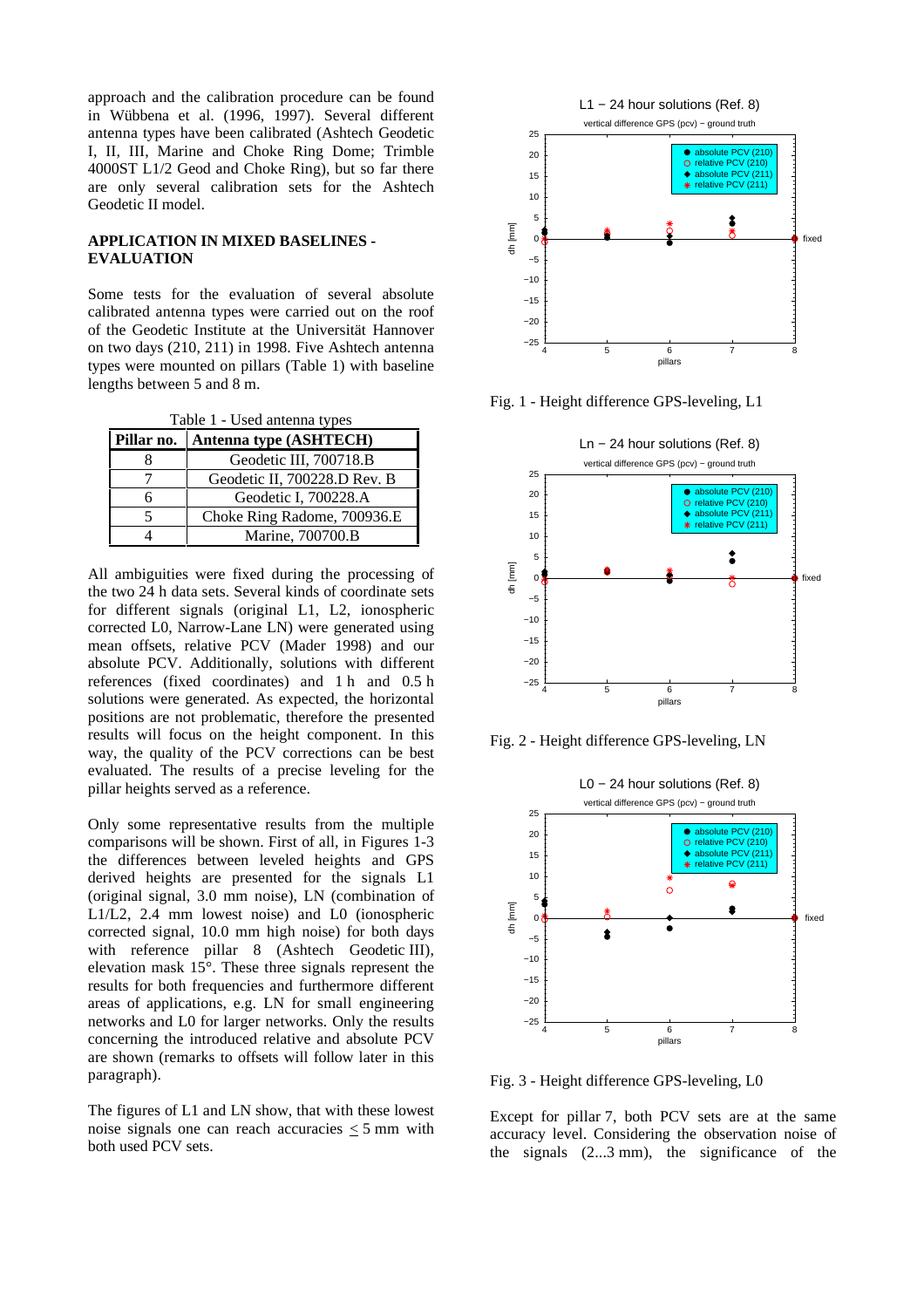approach and the calibration procedure can be found in Wübbena et al. (1996, 1997). Several different antenna types have been calibrated (Ashtech Geodetic I, II, III, Marine and Choke Ring Dome; Trimble 4000ST L1/2 Geod and Choke Ring), but so far there are only several calibration sets for the Ashtech Geodetic II model.

## APPLICATION IN MIXED BASELINES - EVALUATION

Some tests for the evaluation of several absolute calibrated antenna types were carried out on the roof of the Geodetic Institute at the Universität Hannover on two days (210, 211) in 1998. Five Ashtech antenna types were mounted on pillars (Table 1) with baseline lengths between 5 and 8 m.

Table 1 - Used antenna types

| Pillar no. | Antenna type (ASHTECH) |
|---|---|
| 8 | Geodetic III, 700718.B |
| 7 | Geodetic II, 700228.D Rev. B |
| 6 | Geodetic I, 700228.A |
| 5 | Choke Ring Radome, 700936.E |
| 4 | Marine, 700700.B |

All ambiguities were fixed during the processing of the two 24 h data sets. Several kinds of coordinate sets for different signals (original L1, L2, ionospheric corrected L0, Narrow-Lane LN) were generated using mean offsets, relative PCV (Mader 1998) and our absolute PCV. Additionally, solutions with different references (fixed coordinates) and 1 h and 0.5 h solutions were generated. As expected, the horizontal positions are not problematic, therefore the presented results will focus on the height component. In this way, the quality of the PCV corrections can be best evaluated. The results of a precise leveling for the pillar heights served as a reference.

Only some representative results from the multiple comparisons will be shown. First of all, in Figures 1-3 the differences between leveled heights and GPS derived heights are presented for the signals L1 (original signal, 3.0 mm noise), LN (combination of L1/L2, 2.4 mm lowest noise) and L0 (ionospheric corrected signal, 10.0 mm high noise) for both days with reference pillar 8 (Ashtech Geodetic III), elevation mask 15°. These three signals represent the results for both frequencies and furthermore different areas of applications, e.g. LN for small engineering networks and L0 for larger networks. Only the results concerning the introduced relative and absolute PCV are shown (remarks to offsets will follow later in this paragraph).

The figures of L1 and LN show, that with these lowest noise signals one can reach accuracies $\leq$ 5 mm with both used PCV sets.

Fig. 1 - Height difference GPS-leveling, L1

Fig. 2 - Height difference GPS-leveling, LN

Fig. 3 - Height difference GPS-leveling, L0

Except for pillar 7, both PCV sets are at the same accuracy level. Considering the observation noise of the signals (2...3 mm), the significance of the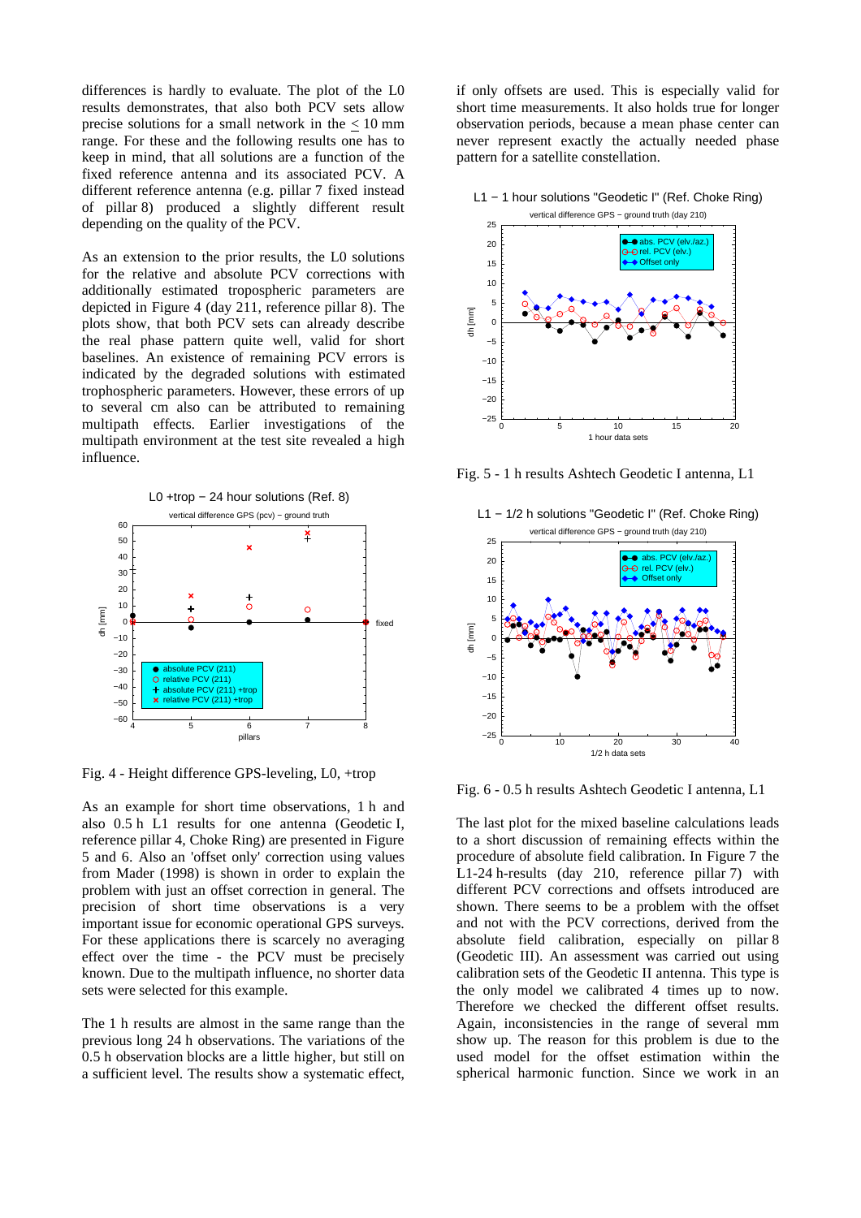differences is hardly to evaluate. The plot of the L0 results demonstrates, that also both PCV sets allow precise solutions for a small network in the ≤ 10 mm range. For these and the following results one has to keep in mind, that all solutions are a function of the fixed reference antenna and its associated PCV. A different reference antenna (e.g. pillar 7 fixed instead of pillar 8) produced a slightly different result depending on the quality of the PCV.

As an extension to the prior results, the L0 solutions for the relative and absolute PCV corrections with additionally estimated tropospheric parameters are depicted in Figure 4 (day 211, reference pillar 8). The plots show, that both PCV sets can already describe the real phase pattern quite well, valid for short baselines. An existence of remaining PCV errors is indicated by the degraded solutions with estimated trophospheric parameters. However, these errors of up to several cm also can be attributed to remaining multipath effects. Earlier investigations of the multipath environment at the test site revealed a high influence.

Fig. 4 - Height difference GPS-leveling, L0, +trop

As an example for short time observations, 1 h and also 0.5 h L1 results for one antenna (Geodetic I, reference pillar 4, Choke Ring) are presented in Figure 5 and 6. Also an 'offset only' correction using values from Mader (1998) is shown in order to explain the problem with just an offset correction in general. The precision of short time observations is a very important issue for economic operational GPS surveys. For these applications there is scarcely no averaging effect over the time - the PCV must be precisely known. Due to the multipath influence, no shorter data sets were selected for this example.

The 1 h results are almost in the same range than the previous long 24 h observations. The variations of the 0.5 h observation blocks are a little higher, but still on a sufficient level. The results show a systematic effect, if only offsets are used. This is especially valid for short time measurements. It also holds true for longer observation periods, because a mean phase center can never represent exactly the actually needed phase pattern for a satellite constellation.

Fig. 5 - 1 h results Ashtech Geodetic I antenna, L1

Fig. 6 - 0.5 h results Ashtech Geodetic I antenna, L1

The last plot for the mixed baseline calculations leads to a short discussion of remaining effects within the procedure of absolute field calibration. In Figure 7 the L1-24 h-results (day 210, reference pillar 7) with different PCV corrections and offsets introduced are shown. There seems to be a problem with the offset and not with the PCV corrections, derived from the absolute field calibration, especially on pillar 8 (Geodetic III). An assessment was carried out using calibration sets of the Geodetic II antenna. This type is the only model we calibrated 4 times up to now. Therefore we checked the different offset results. Again, inconsistencies in the range of several mm show up. The reason for this problem is due to the used model for the offset estimation within the spherical harmonic function. Since we work in an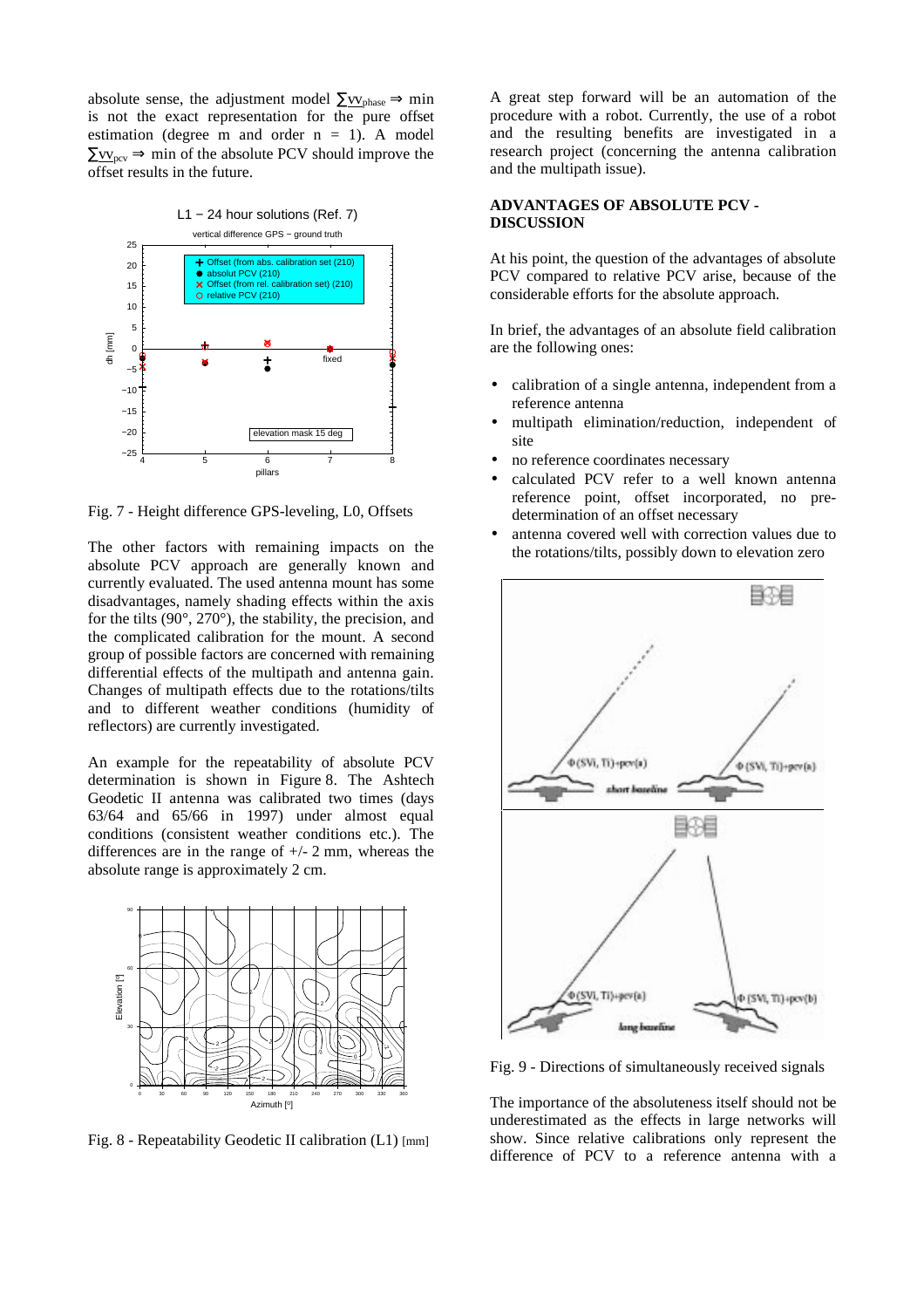absolute sense, the adjustment model $\sum vv_{phase} \Rightarrow$ min is not the exact representation for the pure offset estimation (degree m and order n = 1). A model $\sum vv_{pcv} \Rightarrow$ min of the absolute PCV should improve the offset results in the future.

Fig. 7 - Height difference GPS-leveling, L0, Offsets

The other factors with remaining impacts on the absolute PCV approach are generally known and currently evaluated. The used antenna mount has some disadvantages, namely shading effects within the axis for the tilts (90°, 270°), the precision, and the complicated calibration for the mount. A second group of possible factors are concerned with remaining differential effects of the multipath and antenna gain. Changes of multipath effects due to the rotations/tilts and to different weather conditions (humidity of reflectors) are currently investigated.

An example for the repeatability of absolute PCV determination is shown in Figure 8. The Ashtech Geodetic II antenna was calibrated two times (days 63/64 and 65/66 in 1997) under almost equal conditions (consistent weather conditions etc.). The differences are in the range of +/- 2 mm, whereas the absolute range is approximately 2 cm.

Fig. 8 - Repeatability Geodetic II calibration (L1) [mm]

A great step forward will be an automation of the procedure with a robot. Currently, the use of a robot and the resulting benefits are investigated in a research project (concerning the antenna calibration and the multipath issue).

## ADVANTAGES OF ABSOLUTE PCV - DISCUSSION

At his point, the question of the advantages of absolute PCV compared to relative PCV arise, because of the considerable efforts for the absolute approach.

In brief, the advantages of an absolute field calibration are the following ones:

- calibration of a single antenna, independent from a reference antenna
- multipath elimination/reduction, independent of site
- no reference coordinates necessary
- calculated PCV refer to a well known antenna reference point, offset incorporated, no pre-determination of an offset necessary
- antenna covered well with correction values due to the rotations/tilts, possibly down to elevation zero

Fig. 9 - Directions of simultaneously received signals

The importance of the absoluteness itself should not be underestimated as the effects in large networks will show. Since relative calibrations only represent the difference of PCV to a reference antenna with a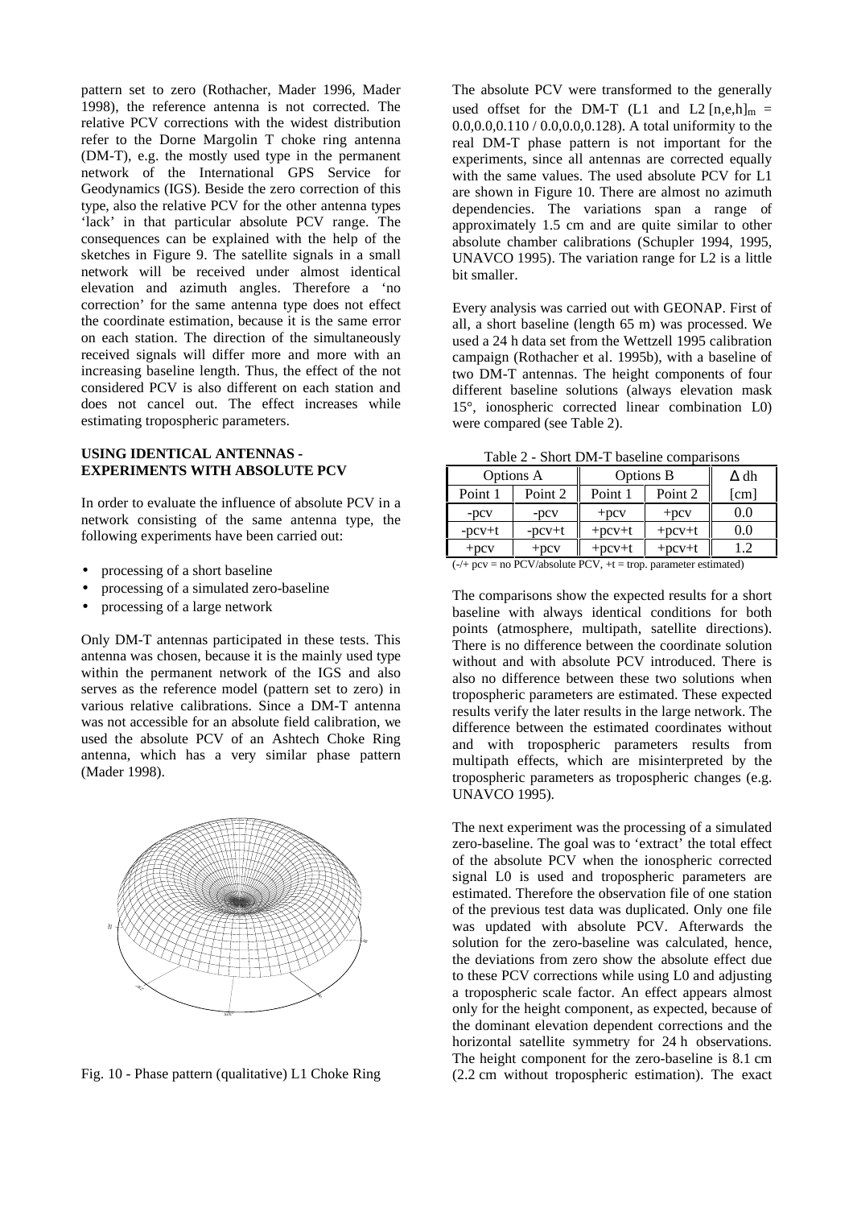pattern set to zero (Rothacher, Mader 1996, Mader 1998), the reference antenna is not corrected. The relative PCV corrections with the widest distribution refer to the Dorne Margolin T choke ring antenna (DM-T), e.g. the mostly used type in the permanent network of the International GPS Service for Geodynamics (IGS). Beside the zero correction of this type, also the relative PCV for the other antenna types 'lack' in that particular absolute PCV range. The consequences can be explained with the help of the sketches in Figure 9. The satellite signals in a small network will be received under almost identical elevation and azimuth angles. Therefore a 'no correction' for the same antenna type does not effect the coordinate estimation, because it is the same error on each station. The direction of the simultaneously received signals will differ more and more with an increasing baseline length. Thus, the effect of the not considered PCV is also different on each station and does not cancel out. The effect increases while estimating tropospheric parameters.

## USING IDENTICAL ANTENNAS - EXPERIMENTS WITH ABSOLUTE PCV

In order to evaluate the influence of absolute PCV in a network consisting of the same antenna type, the following experiments have been carried out:

- processing of a short baseline
- processing of a simulated zero-baseline
- processing of a large network

Only DM-T antennas participated in these tests. This antenna was chosen, because it is the mainly used type within the permanent network of the IGS and also serves as the reference model (pattern set to zero) in various relative calibrations. Since a DM-T antenna was not accessible for an absolute field calibration, we used the absolute PCV of an Ashtech Choke Ring antenna, which has a very similar phase pattern (Mader 1998).

Fig. 10 - Phase pattern (qualitative) L1 Choke Ring

The absolute PCV were transformed to the generally used offset for the DM-T (L1 and L2 $[n,e,h]_m$ = 0.0,0.0,0.110 / 0.0,0.0,0.128). A total uniformity to the real DM-T phase pattern is not important for the experiments, since all antennas are corrected equally with the same values. The used absolute PCV for L1 are shown in Figure 10. There are almost no azimuth dependencies. The variations span a range of approximately 1.5 cm and are quite similar to other absolute chamber calibrations (Schupler 1994, 1995, UNAVCO 1995). The variation range for L2 is a little bit smaller.

Every analysis was carried out with GEONAP. First of all, a short baseline (length 65 m) was processed. We used a 24 h data set from the Wettzell 1995 calibration campaign (Rothacher et al. 1995b), with a baseline of two DM-T antennas. The height components of four different baseline solutions (always elevation mask 15°, ionospheric corrected linear combination L0) were compared (see Table 2).

Table 2 - Short DM-T baseline comparisons

| Options A | | Options B | | Δ dh |
|---|---|---|---|---|
| Point 1 | Point 2 | Point 1 | Point 2 | [cm] |
| -pcv | -pcv | +pcv | +pcv | 0.0 |
| -pcv+t | -pcv+t | +pcv+t | +pcv+t | 0.0 |
| +pcv | +pcv | +pcv+t | +pcv+t | 1.2 |

(-/+ pcv = no PCV/absolute PCV, +t = trop. parameter estimated)

The comparisons show the expected results for a short baseline with always identical conditions for both points (atmosphere, multipath, satellite directions). There is no difference between the coordinate solution without and with absolute PCV introduced. There is also no difference between these two solutions when tropospheric parameters are estimated. These expected results verify the later results in the large network. The difference between the estimated coordinates without and with tropospheric parameters results from multipath effects, which are misinterpreted by the tropospheric parameters as tropospheric changes (e.g. UNAVCO 1995).

The next experiment was the processing of a simulated zero-baseline. The goal was to 'extract' the total effect of the absolute PCV when the ionospheric corrected signal L0 is used and tropospheric parameters are estimated. Therefore the observation file of one station of the previous test data was duplicated. Only one file was updated with absolute PCV. Afterwards the solution for the zero-baseline was calculated, hence, the deviations from zero show the absolute effect due to these PCV corrections while using L0 and adjusting a tropospheric scale factor. An effect appears almost only for the height component, as expected, because of the dominant elevation dependent corrections and the horizontal satellite symmetry for 24 h observations. The height component for the zero-baseline is 8.1 cm (2.2 cm without tropospheric estimation). The exact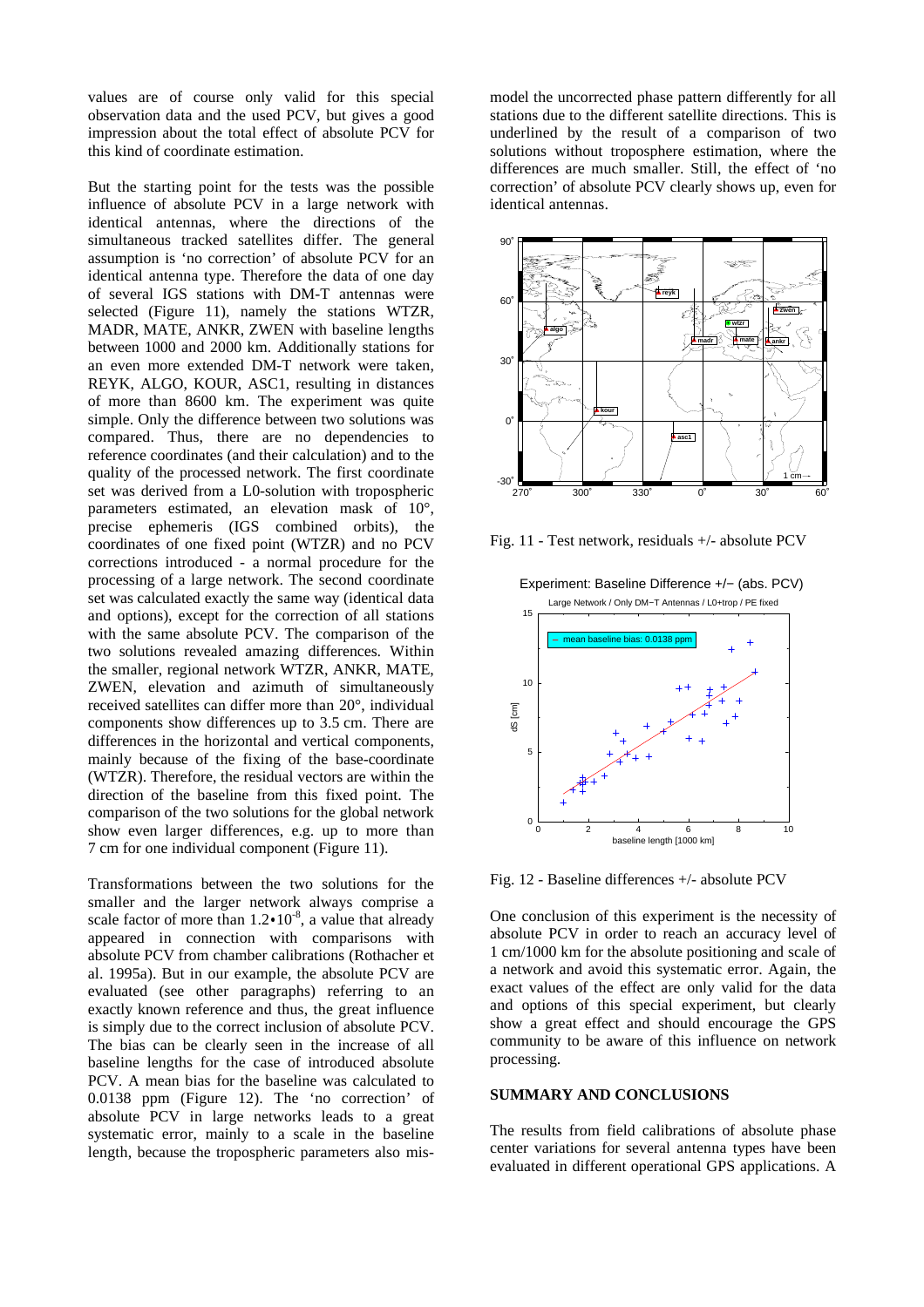values are of course only valid for this special observation data and the used PCV, but gives a good impression about the total effect of absolute PCV for this kind of coordinate estimation.

But the starting point for the tests was the possible influence of absolute PCV in a large network with identical antennas, where the directions of the simultaneous tracked satellites differ. The general assumption is 'no correction' of absolute PCV for an identical antenna type. Therefore the data of one day of several IGS stations with DM-T antennas were selected (Figure 11), namely the stations WTZR, MADR, MATE, ANKR, ZWEN with baseline lengths between 1000 and 2000 km. Additionally stations for an even more extended DM-T network were taken, REYK, ALGO, KOUR, ASC1, resulting in distances of more than 8600 km. The experiment was quite simple. Only the difference between two solutions was compared. Thus, there are no dependencies to reference coordinates (and their calculation) and to the quality of the processed network. The first coordinate set was derived from a L0-solution with tropospheric parameters estimated, an elevation mask of 10°, precise ephemeris (IGS combined orbits), the coordinates of one fixed point (WTZR) and no PCV corrections introduced - a normal procedure for the processing of a large network. The second coordinate set was calculated exactly the same way (identical data and options), except for the correction of all stations with the same absolute PCV. The comparison of the two solutions revealed amazing differences. Within the smaller, regional network WTZR, ANKR, MATE, ZWEN, elevation and azimuth of simultaneously received satellites can differ more than 20°, individual components show differences up to 3.5 cm. There are differences in the horizontal and vertical components, mainly because of the fixing of the base-coordinate (WTZR). Therefore, the residual vectors are within the direction of the baseline from this fixed point. The comparison of the two solutions for the global network show even larger differences, e.g. up to more than 7 cm for one individual component (Figure 11).

Transformations between the two solutions for the smaller and the larger network always comprise a scale factor of more than $1.2 \cdot 10^{-8}$, a value that already appeared in connection with comparisons with absolute PCV from chamber calibrations (Rothacher et al. 1995a). But in our example, the absolute PCV are evaluated (see other paragraphs) referring to an exactly known reference and thus, the great influence is simply due to the correct inclusion of absolute PCV. The bias can be clearly seen in the increase of all baseline lengths for the case of introduced absolute PCV. A mean bias for the baseline was calculated to 0.0138 ppm (Figure 12). The 'no correction' of absolute PCV in large networks leads to a great systematic error, mainly to a scale in the baseline length, because the tropospheric parameters also mis-model the uncorrected phase pattern differently for all stations due to the different satellite directions. This is underlined by the result of a comparison of two solutions without troposphere estimation, where the differences are much smaller. Still, the effect of 'no correction' of absolute PCV clearly shows up, even for identical antennas.

Fig. 11 - Test network, residuals +/- absolute PCV

Fig. 12 - Baseline differences +/- absolute PCV

One conclusion of this experiment is the necessity of absolute PCV in order to reach an accuracy level of 1 cm/1000 km for the absolute positioning and scale of a network and avoid this systematic error. Again, the exact values of the effect are only valid for the data and options of this special experiment, but clearly show a great effect and should encourage the GPS community to be aware of this influence on network processing.

## SUMMARY AND CONCLUSIONS

The results from field calibrations of absolute phase center variations for several antenna types have been evaluated in different operational GPS applications. A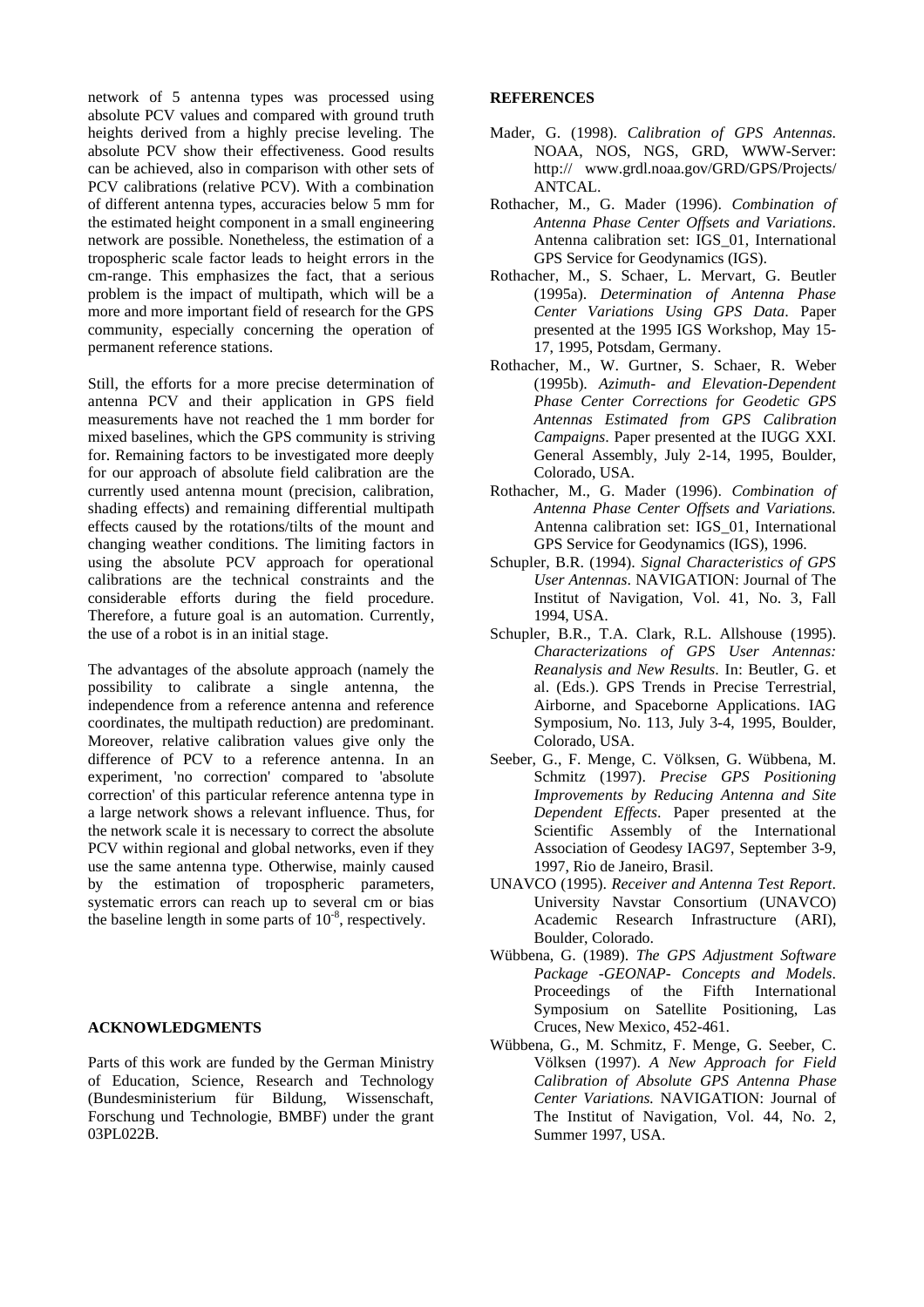network of 5 antenna types was processed using absolute PCV values and compared with ground truth heights derived from a highly precise leveling. The absolute PCV show their effectiveness. Good results can be achieved, also in comparison with other sets of PCV calibrations (relative PCV). With a combination of different antenna types, accuracies below 5 mm for the estimated height component in a small engineering network are possible. Nonetheless, the estimation of a tropospheric scale factor leads to height errors in the cm-range. This emphasizes the fact, that a serious problem is the impact of multipath, which will be a more and more important field of research for the GPS community, especially concerning the operation of permanent reference stations.

Still, the efforts for a more precise determination of antenna PCV and their application in GPS field measurements have not reached the 1 mm border for mixed baselines, which the GPS community is striving for. Remaining factors to be investigated more deeply for our approach of absolute field calibration are the currently used antenna mount (precision, calibration, shading effects) and remaining differential multipath effects caused by the rotations/tilts of the mount and changing weather conditions. The limiting factors in using the absolute PCV approach for operational calibrations are the technical constraints and the considerable efforts during the field procedure. Therefore, a future goal is an automation. Currently, the use of a robot is in an initial stage.

The advantages of the absolute approach (namely the possibility to calibrate a single antenna, the independence from a reference antenna and reference coordinates, the multipath reduction) are predominant. Moreover, relative calibration values give only the difference of PCV to a reference antenna. In an experiment, 'no correction' compared to 'absolute correction' of this particular reference antenna type in a large network shows a relevant influence. Thus, for the network scale it is necessary to correct the absolute PCV within regional and global networks, even if they use the same antenna type. Otherwise, mainly caused by the estimation of tropospheric parameters, systematic errors can reach up to several cm or bias the baseline length in some parts of $10^{-8}$, respectively.

**ACKNOWLEDGMENTS**

Parts of this work are funded by the German Ministry of Education, Science, Research and Technology (Bundesministerium für Bildung, Wissenschaft, Forschung und Technologie, BMBF) under the grant 03PL022B.

**REFERENCES**

Mader, G. (1998). *Calibration of GPS Antennas*. NOAA, NOS, NGS, GRD, WWW-Server: http:// www.grdl.noaa.gov/GRD/GPS/Projects/ ANTCAL.

Rothacher, M., G. Mader (1996). *Combination of Antenna Phase Center Offsets and Variations*. Antenna calibration set: IGS_01, International GPS Service for Geodynamics (IGS).

Rothacher, M., S. Schaer, L. Mervart, G. Beutler (1995a). *Determination of Antenna Phase Center Variations Using GPS Data*. Paper presented at the 1995 IGS Workshop, May 15-17, 1995, Potsdam, Germany.

Rothacher, M., W. Gurtner, S. Schaer, R. Weber (1995b). *Azimuth- and Elevation-Dependent Phase Center Corrections for Geodetic GPS Antennas Estimated from GPS Calibration Campaigns*. Paper presented at the IUGG XXI. General Assembly, July 2-14, 1995, Boulder, Colorado, USA.

Rothacher, M., G. Mader (1996). *Combination of Antenna Phase Center Offsets and Variations.* Antenna calibration set: IGS_01, International GPS Service for Geodynamics (IGS), 1996.

Schupler, B.R. (1994). *Signal Characteristics of GPS User Antennas*. NAVIGATION: Journal of The Institut of Navigation, Vol. 41, No. 3, Fall 1994, USA.

Schupler, B.R., T.A. Clark, R.L. Allshouse (1995). *Characterizations of GPS User Antennas: Reanalysis and New Results*. In: Beutler, G. et al. (Eds.). GPS Trends in Precise Terrestrial, Airborne, and Spaceborne Applications. IAG Symposium, No. 113, July 3-4, 1995, Boulder, Colorado, USA.

Seeber, G., F. Menge, C. Völksen, G. Wübbena, M. Schmitz (1997). *Precise GPS Positioning Improvements by Reducing Antenna and Site Dependent Effects*. Paper presented at the Scientific Assembly of the International Association of Geodesy IAG97, September 3-9, 1997, Rio de Janeiro, Brasil.

UNAVCO (1995). *Receiver and Antenna Test Report*. University Navstar Consortium (UNAVCO) Academic Research Infrastructure (ARI), Boulder, Colorado.

Wübbena, G. (1989). *The GPS Adjustment Software Package -GEONAP- Concepts and Models*. Proceedings of the Fifth International Symposium on Satellite Positioning, Las Cruces, New Mexico, 452-461.

Wübbena, G., M. Schmitz, F. Menge, G. Seeber, C. Völksen (1997). *A New Approach for Field Calibration of Absolute GPS Antenna Phase Center Variations.* NAVIGATION: Journal of The Institut of Navigation, Vol. 44, No. 2, Summer 1997, USA.